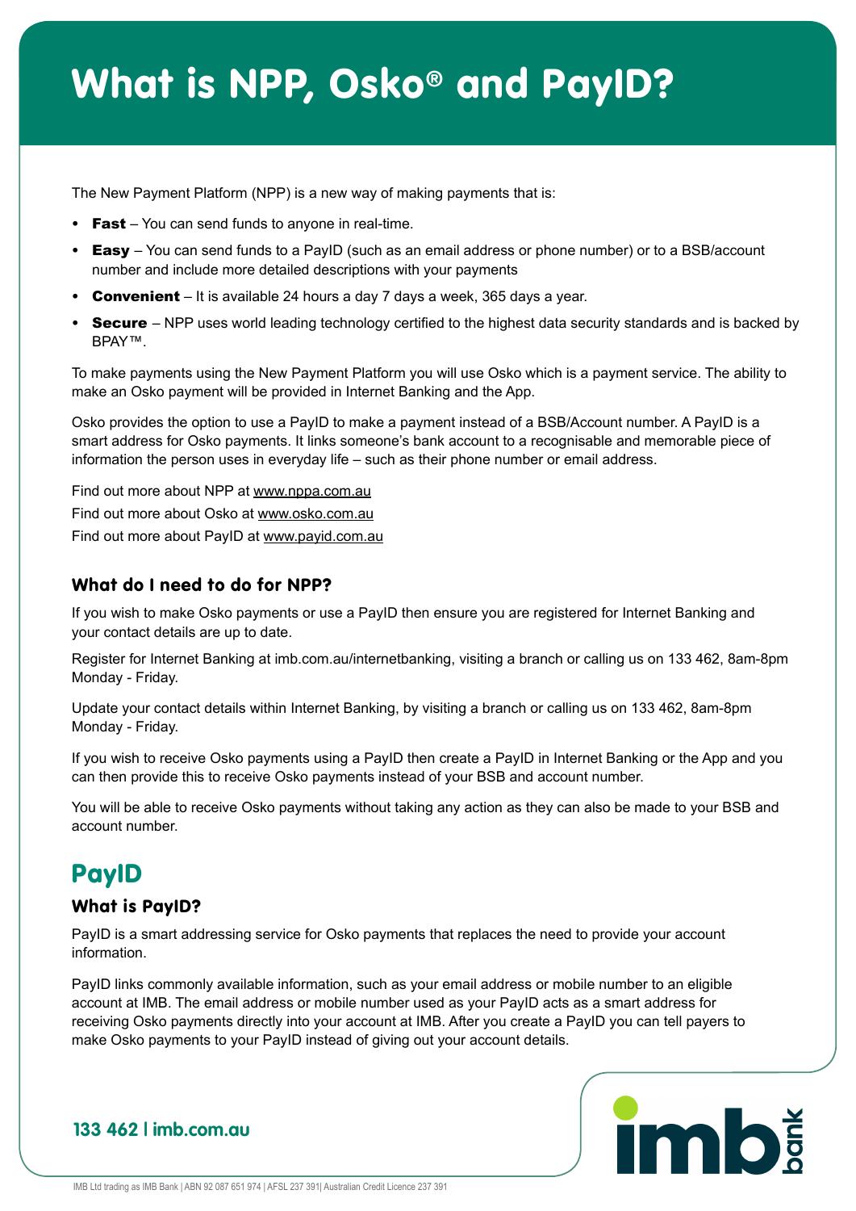# What is NPP, Osko® and PayID?

The New Payment Platform (NPP) is a new way of making payments that is:

- **Fast** – You can send funds to anyone in real-time.
- **Easy** – You can send funds to a PayID (such as an email address or phone number) or to a BSB/account number and include more detailed descriptions with your payments
- **Convenient** – It is available 24 hours a day 7 days a week, 365 days a year.
- **Secure** – NPP uses world leading technology certified to the highest data security standards and is backed by BPAY™.

To make payments using the New Payment Platform you will use Osko which is a payment service. The ability to make an Osko payment will be provided in Internet Banking and the App.

Osko provides the option to use a PayID to make a payment instead of a BSB/Account number. A PayID is a smart address for Osko payments. It links someone's bank account to a recognisable and memorable piece of information the person uses in everyday life – such as their phone number or email address.

Find out more about NPP at www.nppa.com.au

Find out more about Osko at www.osko.com.au

Find out more about PayID at www.payid.com.au

### What do I need to do for NPP?

If you wish to make Osko payments or use a PayID then ensure you are registered for Internet Banking and your contact details are up to date.

Register for Internet Banking at imb.com.au/internetbanking, visiting a branch or calling us on 133 462, 8am-8pm Monday - Friday.

Update your contact details within Internet Banking, by visiting a branch or calling us on 133 462, 8am-8pm Monday - Friday.

If you wish to receive Osko payments using a PayID then create a PayID in Internet Banking or the App and you can then provide this to receive Osko payments instead of your BSB and account number.

You will be able to receive Osko payments without taking any action as they can also be made to your BSB and account number.

## PayID

### What is PayID?

PayID is a smart addressing service for Osko payments that replaces the need to provide your account information.

PayID links commonly available information, such as your email address or mobile number to an eligible account at IMB. The email address or mobile number used as your PayID acts as a smart address for receiving Osko payments directly into your account at IMB. After you create a PayID you can tell payers to make Osko payments to your PayID instead of giving out your account details.

**133 462 | imb.com.au**

IMB Ltd trading as IMB Bank | ABN 92 087 651 974 | AFSL 237 391| Australian Credit Licence 237 391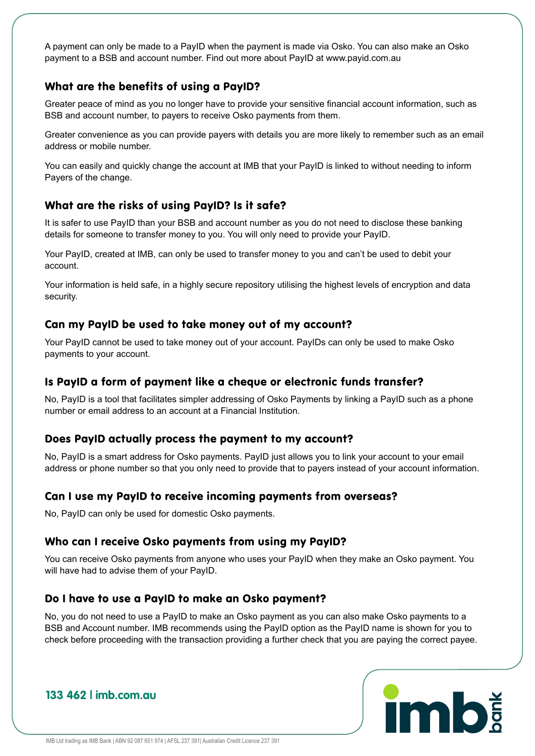A payment can only be made to a PayID when the payment is made via Osko. You can also make an Osko payment to a BSB and account number. Find out more about PayID at www.payid.com.au

### What are the benefits of using a PayID?

Greater peace of mind as you no longer have to provide your sensitive financial account information, such as BSB and account number, to payers to receive Osko payments from them.

Greater convenience as you can provide payers with details you are more likely to remember such as an email address or mobile number.

You can easily and quickly change the account at IMB that your PayID is linked to without needing to inform Payers of the change.

### What are the risks of using PayID? Is it safe?

It is safer to use PayID than your BSB and account number as you do not need to disclose these banking details for someone to transfer money to you. You will only need to provide your PayID.

Your PayID, created at IMB, can only be used to transfer money to you and can't be used to debit your account.

Your information is held safe, in a highly secure repository utilising the highest levels of encryption and data security.

### Can my PayID be used to take money out of my account?

Your PayID cannot be used to take money out of your account. PayIDs can only be used to make Osko payments to your account.

### Is PayID a form of payment like a cheque or electronic funds transfer?

No, PayID is a tool that facilitates simpler addressing of Osko Payments by linking a PayID such as a phone number or email address to an account at a Financial Institution.

### Does PayID actually process the payment to my account?

No, PayID is a smart address for Osko payments. PayID just allows you to link your account to your email address or phone number so that you only need to provide that to payers instead of your account information.

### Can I use my PayID to receive incoming payments from overseas?

No, PayID can only be used for domestic Osko payments.

### Who can I receive Osko payments from using my PayID?

You can receive Osko payments from anyone who uses your PayID when they make an Osko payment. You will have had to advise them of your PayID.

### Do I have to use a PayID to make an Osko payment?

No, you do not need to use a PayID to make an Osko payment as you can also make Osko payments to a BSB and Account number. IMB recommends using the PayID option as the PayID name is shown for you to check before proceeding with the transaction providing a further check that you are paying the correct payee.

**133 462 | imb.com.au**

IMB Ltd trading as IMB Bank | ABN 92 087 651 974 | AFSL 237 391| Australian Credit Licence 237 391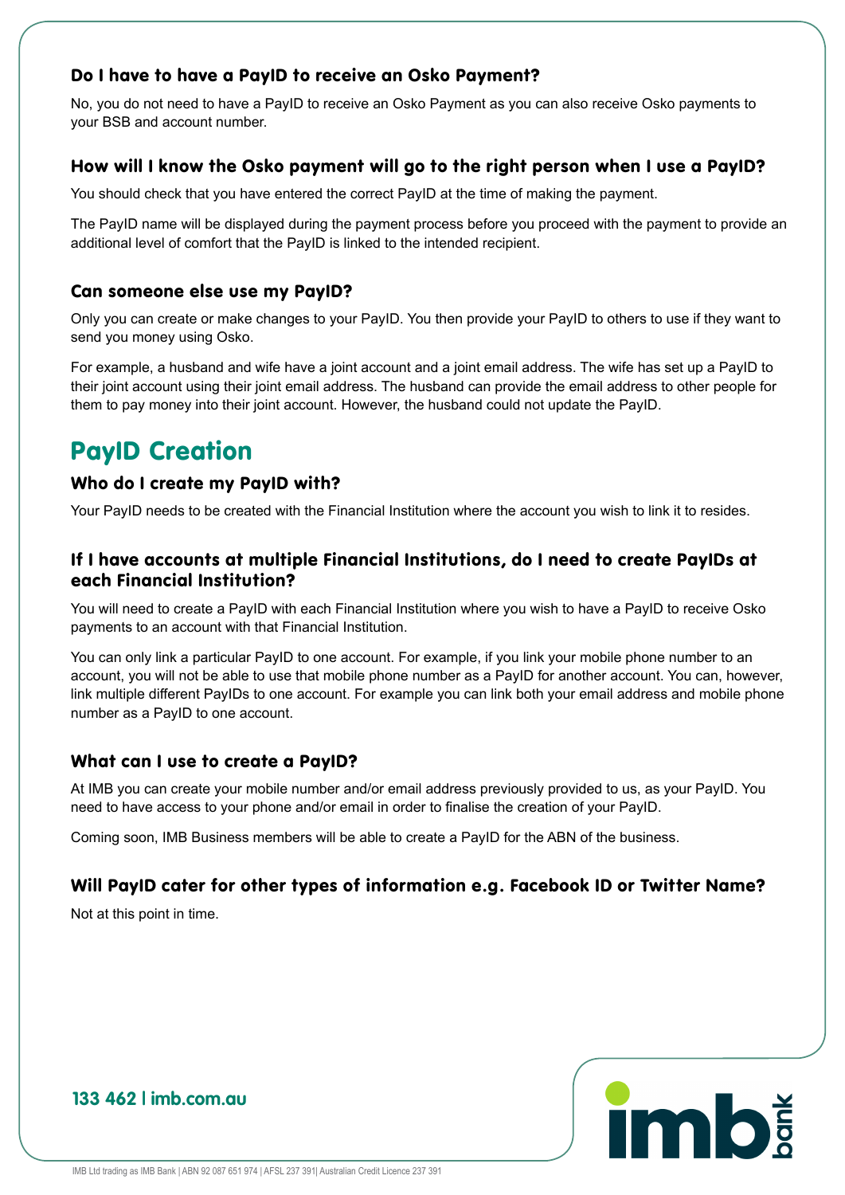### Do I have to have a PayID to receive an Osko Payment?

No, you do not need to have a PayID to receive an Osko Payment as you can also receive Osko payments to your BSB and account number.

### How will I know the Osko payment will go to the right person when I use a PayID?

You should check that you have entered the correct PayID at the time of making the payment.

The PayID name will be displayed during the payment process before you proceed with the payment to provide an additional level of comfort that the PayID is linked to the intended recipient.

### Can someone else use my PayID?

Only you can create or make changes to your PayID. You then provide your PayID to others to use if they want to send you money using Osko.

For example, a husband and wife have a joint account and a joint email address. The wife has set up a PayID to their joint account using their joint email address. The husband can provide the email address to other people for them to pay money into their joint account. However, the husband could not update the PayID.

## PayID Creation

### Who do I create my PayID with?

Your PayID needs to be created with the Financial Institution where the account you wish to link it to resides.

### If I have accounts at multiple Financial Institutions, do I need to create PayIDs at each Financial Institution?

You will need to create a PayID with each Financial Institution where you wish to have a PayID to receive Osko payments to an account with that Financial Institution.

You can only link a particular PayID to one account. For example, if you link your mobile phone number to an account, you will not be able to use that mobile phone number as a PayID for another account. You can, however, link multiple different PayIDs to one account. For example you can link both your email address and mobile phone number as a PayID to one account.

### What can I use to create a PayID?

At IMB you can create your mobile number and/or email address previously provided to us, as your PayID. You need to have access to your phone and/or email in order to finalise the creation of your PayID.

Coming soon, IMB Business members will be able to create a PayID for the ABN of the business.

### Will PayID cater for other types of information e.g. Facebook ID or Twitter Name?

Not at this point in time.

133 462 | imb.com.au

IMB Ltd trading as IMB Bank | ABN 92 087 651 974 | AFSL 237 391| Australian Credit Licence 237 391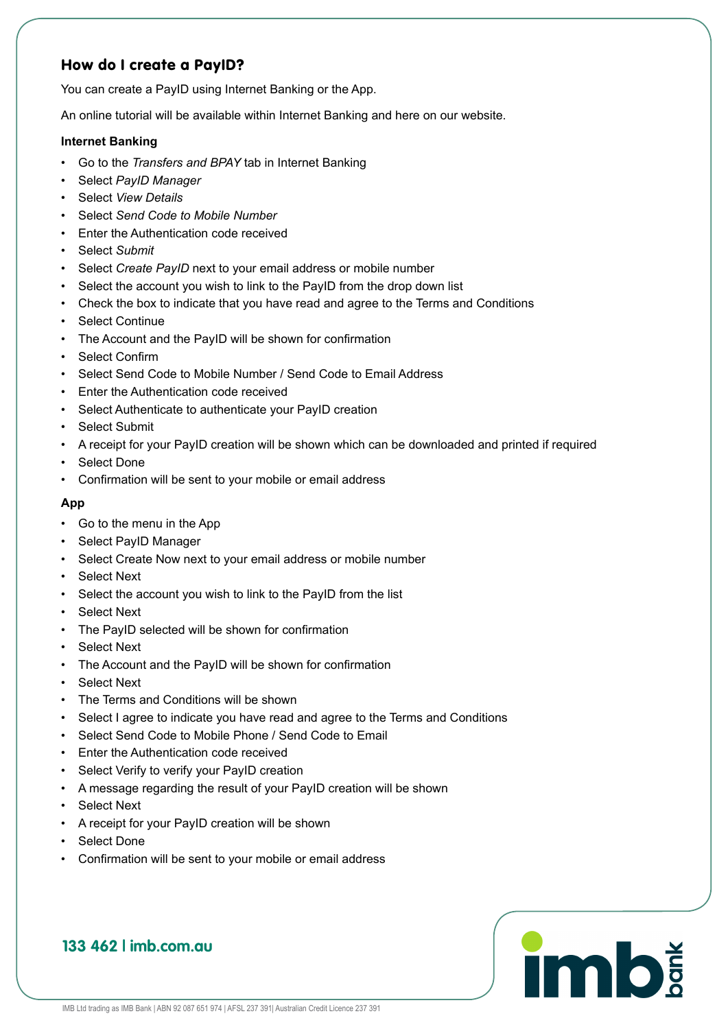## How do I create a PayID?

You can create a PayID using Internet Banking or the App.

An online tutorial will be available within Internet Banking and here on our website.

**Internet Banking**

- Go to the *Transfers and BPAY* tab in Internet Banking
- Select *PayID Manager*
- Select *View Details*
- Select *Send Code to Mobile Number*
- Enter the Authentication code received
- Select *Submit*
- Select *Create PayID* next to your email address or mobile number
- Select the account you wish to link to the PayID from the drop down list
- Check the box to indicate that you have read and agree to the Terms and Conditions
- Select Continue
- The Account and the PayID will be shown for confirmation
- Select Confirm
- Select Send Code to Mobile Number / Send Code to Email Address
- Enter the Authentication code received
- Select Authenticate to authenticate your PayID creation
- Select Submit
- A receipt for your PayID creation will be shown which can be downloaded and printed if required
- Select Done
- Confirmation will be sent to your mobile or email address

**App**

- Go to the menu in the App
- Select PayID Manager
- Select Create Now next to your email address or mobile number
- Select Next
- Select the account you wish to link to the PayID from the list
- Select Next
- The PayID selected will be shown for confirmation
- Select Next
- The Account and the PayID will be shown for confirmation
- Select Next
- The Terms and Conditions will be shown
- Select I agree to indicate you have read and agree to the Terms and Conditions
- Select Send Code to Mobile Phone / Send Code to Email
- Enter the Authentication code received
- Select Verify to verify your PayID creation
- A message regarding the result of your PayID creation will be shown
- Select Next
- A receipt for your PayID creation will be shown
- Select Done
- Confirmation will be sent to your mobile or email address

**133 462 | imb.com.au**

IMB Ltd trading as IMB Bank | ABN 92 087 651 974 | AFSL 237 391| Australian Credit Licence 237 391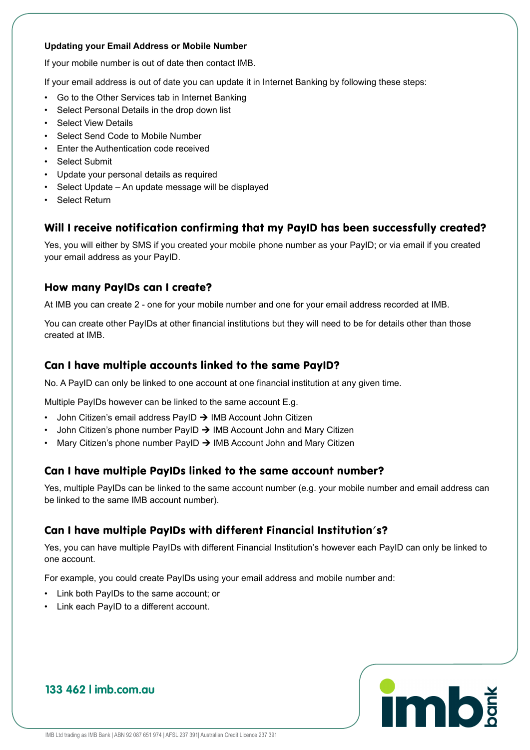**Updating your Email Address or Mobile Number**

If your mobile number is out of date then contact IMB.

If your email address is out of date you can update it in Internet Banking by following these steps:

- Go to the Other Services tab in Internet Banking
- Select Personal Details in the drop down list
- Select View Details
- Select Send Code to Mobile Number
- Enter the Authentication code received
- Select Submit
- Update your personal details as required
- Select Update – An update message will be displayed
- Select Return

## Will I receive notification confirming that my PayID has been successfully created?

Yes, you will either by SMS if you created your mobile phone number as your PayID; or via email if you created your email address as your PayID.

## How many PayIDs can I create?

At IMB you can create 2 - one for your mobile number and one for your email address recorded at IMB.

You can create other PayIDs at other financial institutions but they will need to be for details other than those created at IMB.

## Can I have multiple accounts linked to the same PayID?

No. A PayID can only be linked to one account at one financial institution at any given time.

Multiple PayIDs however can be linked to the same account E.g.

- John Citizen's email address PayID → IMB Account John Citizen
- John Citizen's phone number PayID → IMB Account John and Mary Citizen
- Mary Citizen's phone number PayID → IMB Account John and Mary Citizen

## Can I have multiple PayIDs linked to the same account number?

Yes, multiple PayIDs can be linked to the same account number (e.g. your mobile number and email address can be linked to the same IMB account number).

## Can I have multiple PayIDs with different Financial Institution's?

Yes, you can have multiple PayIDs with different Financial Institution's however each PayID can only be linked to one account.

For example, you could create PayIDs using your email address and mobile number and:

- Link both PayIDs to the same account; or
- Link each PayID to a different account.

133 462 | imb.com.au

imb bank

IMB Ltd trading as IMB Bank | ABN 92 087 651 974 | AFSL 237 391| Australian Credit Licence 237 391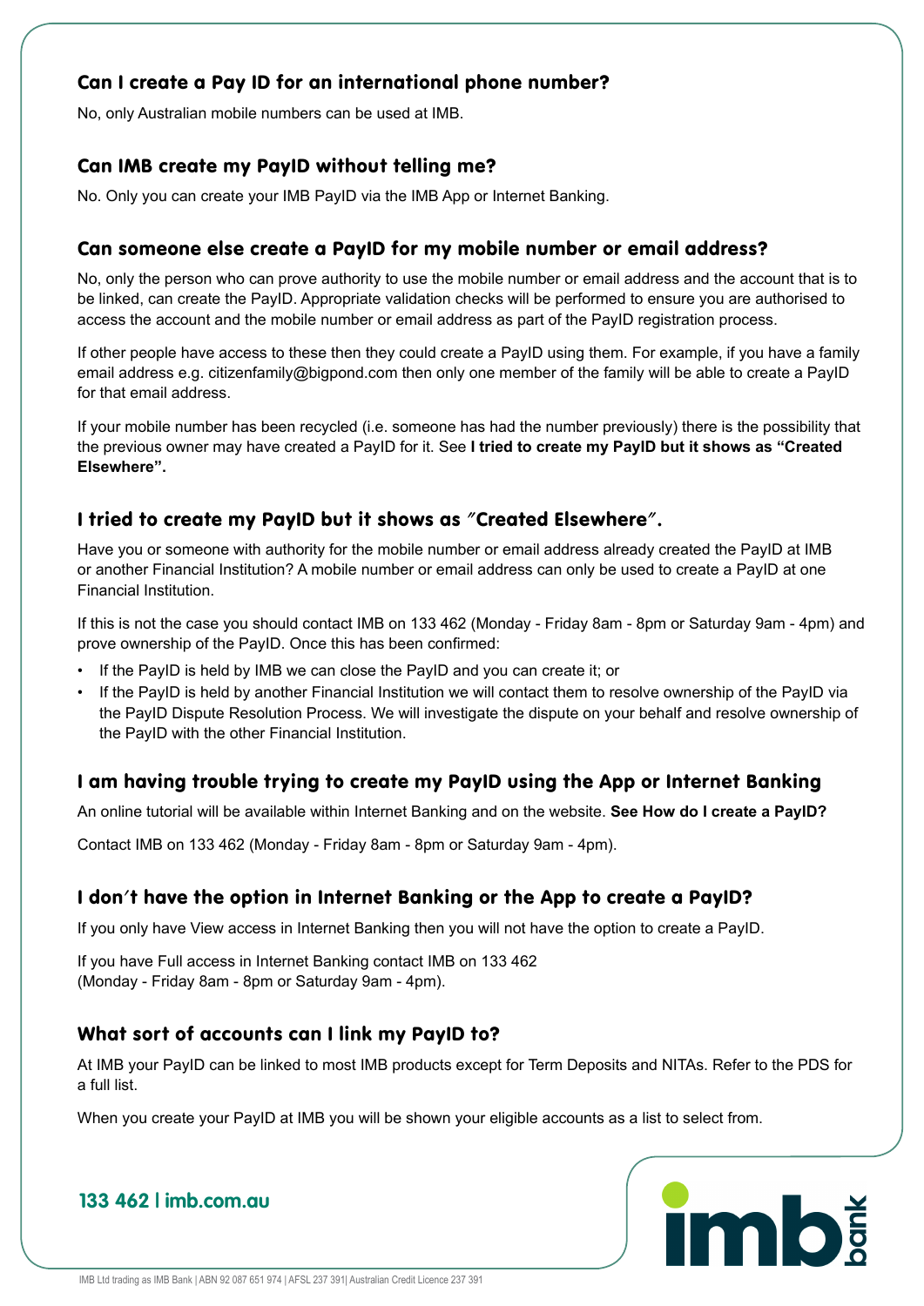### Can I create a Pay ID for an international phone number?

No, only Australian mobile numbers can be used at IMB.

### Can IMB create my PayID without telling me?

No. Only you can create your IMB PayID via the IMB App or Internet Banking.

### Can someone else create a PayID for my mobile number or email address?

No, only the person who can prove authority to use the mobile number or email address and the account that is to be linked, can create the PayID. Appropriate validation checks will be performed to ensure you are authorised to access the account and the mobile number or email address as part of the PayID registration process.

If other people have access to these then they could create a PayID using them. For example, if you have a family email address e.g. citizenfamily@bigpond.com then only one member of the family will be able to create a PayID for that email address.

If your mobile number has been recycled (i.e. someone has had the number previously) there is the possibility that the previous owner may have created a PayID for it. See **I tried to create my PayID but it shows as "Created Elsewhere".**

### I tried to create my PayID but it shows as "Created Elsewhere".

Have you or someone with authority for the mobile number or email address already created the PayID at IMB or another Financial Institution? A mobile number or email address can only be used to create a PayID at one Financial Institution.

If this is not the case you should contact IMB on 133 462 (Monday - Friday 8am - 8pm or Saturday 9am - 4pm) and prove ownership of the PayID. Once this has been confirmed:

- If the PayID is held by IMB we can close the PayID and you can create it; or
- If the PayID is held by another Financial Institution we will contact them to resolve ownership of the PayID via the PayID Dispute Resolution Process. We will investigate the dispute on your behalf and resolve ownership of the PayID with the other Financial Institution.

### I am having trouble trying to create my PayID using the App or Internet Banking

An online tutorial will be available within Internet Banking and on the website. **See How do I create a PayID?**

Contact IMB on 133 462 (Monday - Friday 8am - 8pm or Saturday 9am - 4pm).

### I don't have the option in Internet Banking or the App to create a PayID?

If you only have View access in Internet Banking then you will not have the option to create a PayID.

If you have Full access in Internet Banking contact IMB on 133 462 (Monday - Friday 8am - 8pm or Saturday 9am - 4pm).

### What sort of accounts can I link my PayID to?

At IMB your PayID can be linked to most IMB products except for Term Deposits and NITAs. Refer to the PDS for a full list.

When you create your PayID at IMB you will be shown your eligible accounts as a list to select from.

**133 462 | imb.com.au**

IMB Ltd trading as IMB Bank | ABN 92 087 651 974 | AFSL 237 391| Australian Credit Licence 237 391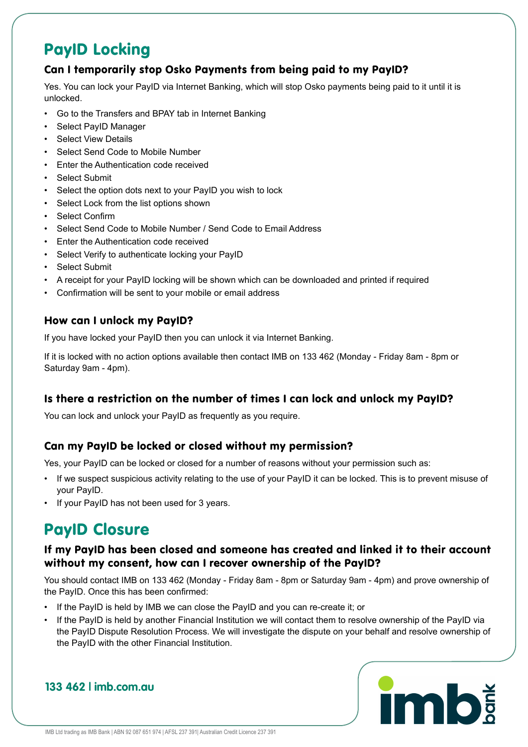# PayID Locking

### Can I temporarily stop Osko Payments from being paid to my PayID?

Yes. You can lock your PayID via Internet Banking, which will stop Osko payments being paid to it until it is unlocked.

- Go to the Transfers and BPAY tab in Internet Banking
- Select PayID Manager
- Select View Details
- Select Send Code to Mobile Number
- Enter the Authentication code received
- Select Submit
- Select the option dots next to your PayID you wish to lock
- Select Lock from the list options shown
- Select Confirm
- Select Send Code to Mobile Number / Send Code to Email Address
- Enter the Authentication code received
- Select Verify to authenticate locking your PayID
- Select Submit
- A receipt for your PayID locking will be shown which can be downloaded and printed if required
- Confirmation will be sent to your mobile or email address

### How can I unlock my PayID?

If you have locked your PayID then you can unlock it via Internet Banking.

If it is locked with no action options available then contact IMB on 133 462 (Monday - Friday 8am - 8pm or Saturday 9am - 4pm).

### Is there a restriction on the number of times I can lock and unlock my PayID?

You can lock and unlock your PayID as frequently as you require.

### Can my PayID be locked or closed without my permission?

Yes, your PayID can be locked or closed for a number of reasons without your permission such as:

- If we suspect suspicious activity relating to the use of your PayID it can be locked. This is to prevent misuse of your PayID.
- If your PayID has not been used for 3 years.

# PayID Closure

### If my PayID has been closed and someone has created and linked it to their account without my consent, how can I recover ownership of the PayID?

You should contact IMB on 133 462 (Monday - Friday 8am - 8pm or Saturday 9am - 4pm) and prove ownership of the PayID. Once this has been confirmed:

- If the PayID is held by IMB we can close the PayID and you can re-create it; or
- If the PayID is held by another Financial Institution we will contact them to resolve ownership of the PayID via the PayID Dispute Resolution Process. We will investigate the dispute on your behalf and resolve ownership of the PayID with the other Financial Institution.

133 462 | imb.com.au

IMB Ltd trading as IMB Bank | ABN 92 087 651 974 | AFSL 237 391| Australian Credit Licence 237 391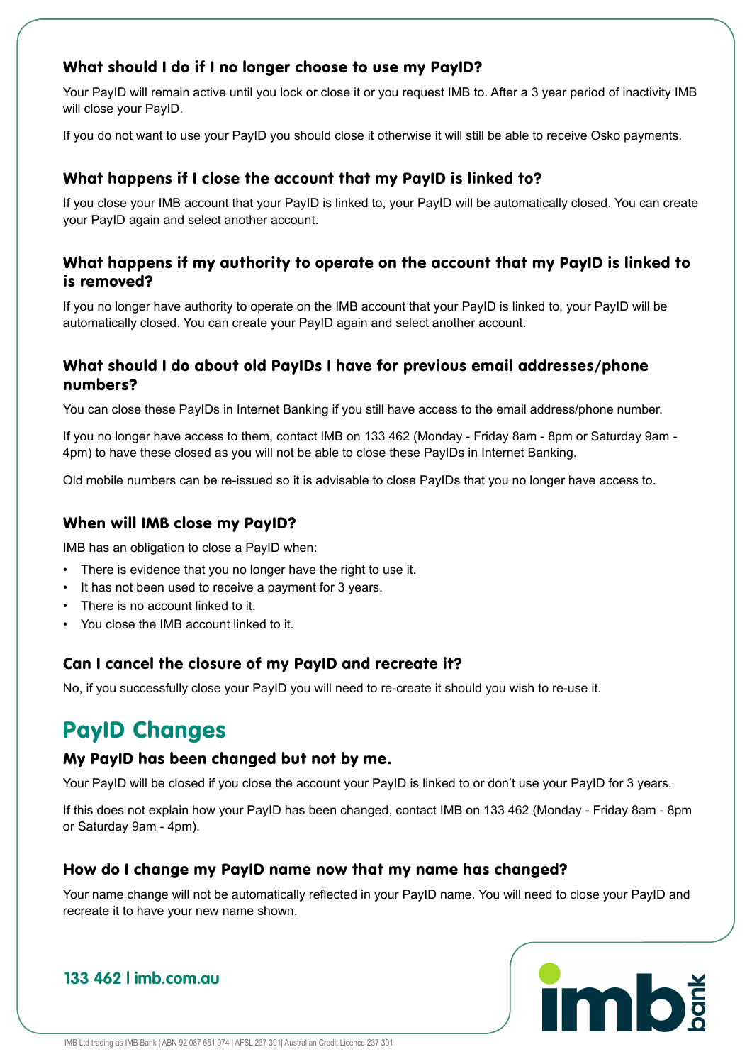### What should I do if I no longer choose to use my PayID?

Your PayID will remain active until you lock or close it or you request IMB to. After a 3 year period of inactivity IMB will close your PayID.

If you do not want to use your PayID you should close it otherwise it will still be able to receive Osko payments.

### What happens if I close the account that my PayID is linked to?

If you close your IMB account that your PayID is linked to, your PayID will be automatically closed. You can create your PayID again and select another account.

### What happens if my authority to operate on the account that my PayID is linked to is removed?

If you no longer have authority to operate on the IMB account that your PayID is linked to, your PayID will be automatically closed. You can create your PayID again and select another account.

### What should I do about old PayIDs I have for previous email addresses/phone numbers?

You can close these PayIDs in Internet Banking if you still have access to the email address/phone number.

If you no longer have access to them, contact IMB on 133 462 (Monday - Friday 8am - 8pm or Saturday 9am - 4pm) to have these closed as you will not be able to close these PayIDs in Internet Banking.

Old mobile numbers can be re-issued so it is advisable to close PayIDs that you no longer have access to.

### When will IMB close my PayID?

IMB has an obligation to close a PayID when:

- There is evidence that you no longer have the right to use it.
- It has not been used to receive a payment for 3 years.
- There is no account linked to it.
- You close the IMB account linked to it.

### Can I cancel the closure of my PayID and recreate it?

No, if you successfully close your PayID you will need to re-create it should you wish to re-use it.

## PayID Changes

### My PayID has been changed but not by me.

Your PayID will be closed if you close the account your PayID is linked to or don't use your PayID for 3 years.

If this does not explain how your PayID has been changed, contact IMB on 133 462 (Monday - Friday 8am - 8pm or Saturday 9am - 4pm).

### How do I change my PayID name now that my name has changed?

Your name change will not be automatically reflected in your PayID name. You will need to close your PayID and recreate it to have your new name shown.

133 462 | imb.com.au

IMB Ltd trading as IMB Bank | ABN 92 087 651 974 | AFSL 237 391| Australian Credit Licence 237 391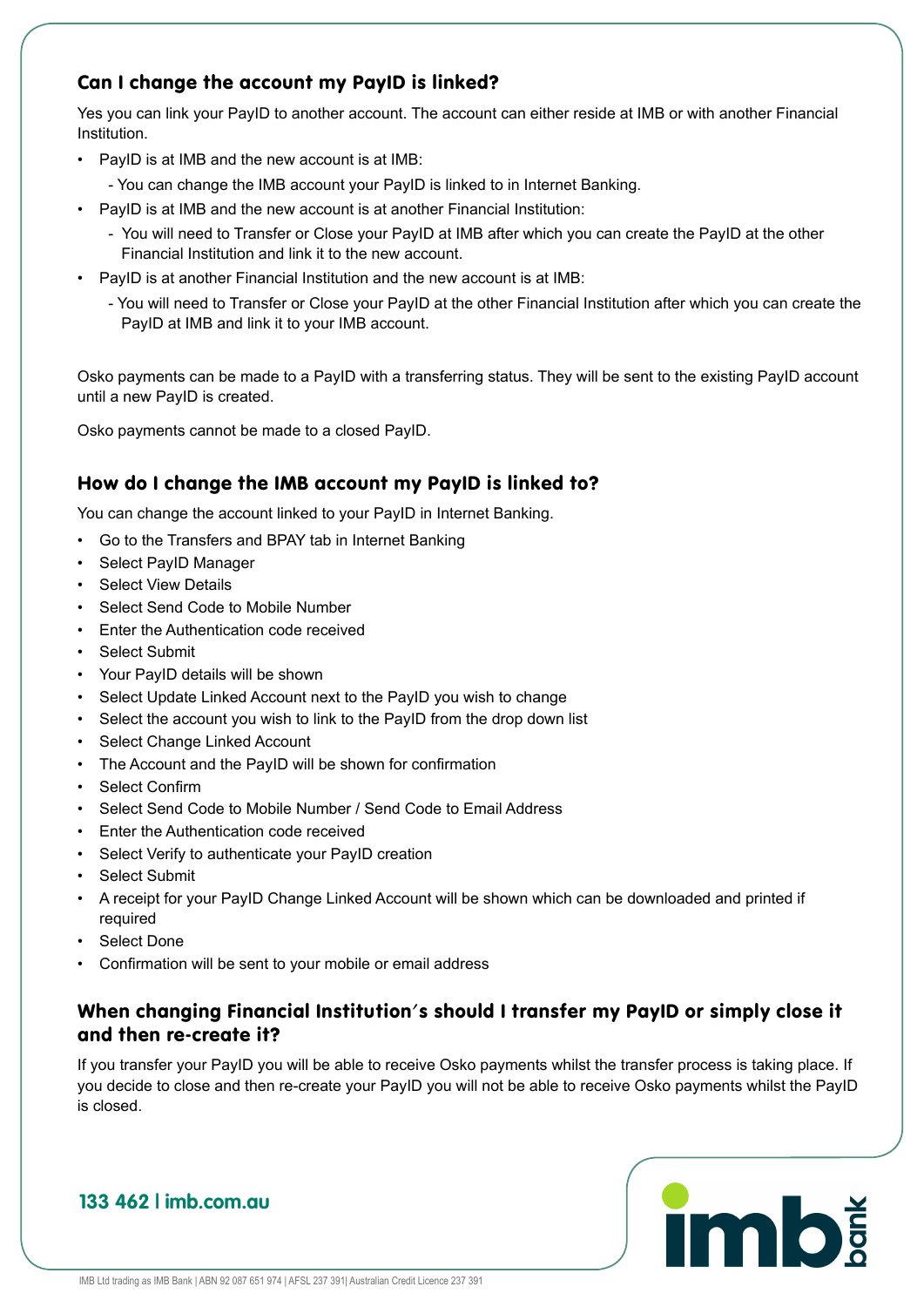## Can I change the account my PayID is linked?

Yes you can link your PayID to another account. The account can either reside at IMB or with another Financial Institution.

- PayID is at IMB and the new account is at IMB:
  - You can change the IMB account your PayID is linked to in Internet Banking.
- PayID is at IMB and the new account is at another Financial Institution:
  - You will need to Transfer or Close your PayID at IMB after which you can create the PayID at the other Financial Institution and link it to the new account.
- PayID is at another Financial Institution and the new account is at IMB:
  - You will need to Transfer or Close your PayID at the other Financial Institution after which you can create the PayID at IMB and link it to your IMB account.

Osko payments can be made to a PayID with a transferring status. They will be sent to the existing PayID account until a new PayID is created.

Osko payments cannot be made to a closed PayID.

## How do I change the IMB account my PayID is linked to?

You can change the account linked to your PayID in Internet Banking.

- Go to the Transfers and BPAY tab in Internet Banking
- Select PayID Manager
- Select View Details
- Select Send Code to Mobile Number
- Enter the Authentication code received
- Select Submit
- Your PayID details will be shown
- Select Update Linked Account next to the PayID you wish to change
- Select the account you wish to link to the PayID from the drop down list
- Select Change Linked Account
- The Account and the PayID will be shown for confirmation
- Select Confirm
- Select Send Code to Mobile Number / Send Code to Email Address
- Enter the Authentication code received
- Select Verify to authenticate your PayID creation
- Select Submit
- A receipt for your PayID Change Linked Account will be shown which can be downloaded and printed if required
- Select Done
- Confirmation will be sent to your mobile or email address

## When changing Financial Institution's should I transfer my PayID or simply close it and then re-create it?

If you transfer your PayID you will be able to receive Osko payments whilst the transfer process is taking place. If you decide to close and then re-create your PayID you will not be able to receive Osko payments whilst the PayID is closed.

133 462 | imb.com.au

IMB Ltd trading as IMB Bank | ABN 92 087 651 974 | AFSL 237 391| Australian Credit Licence 237 391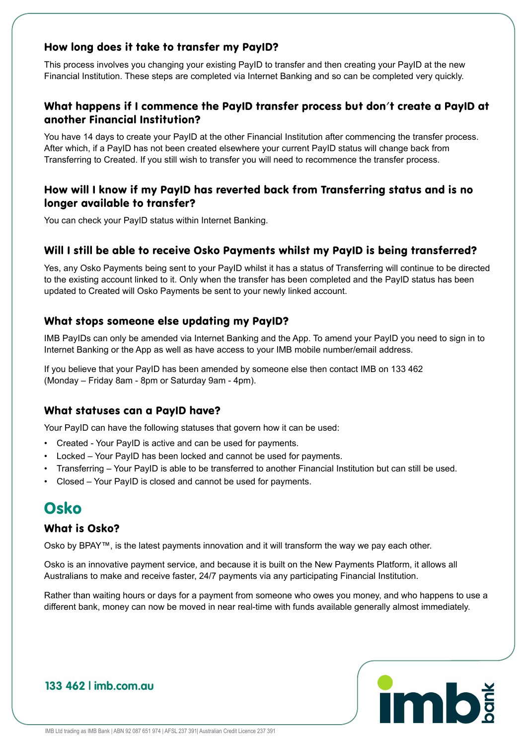### How long does it take to transfer my PayID?

This process involves you changing your existing PayID to transfer and then creating your PayID at the new Financial Institution. These steps are completed via Internet Banking and so can be completed very quickly.

### What happens if I commence the PayID transfer process but don't create a PayID at another Financial Institution?

You have 14 days to create your PayID at the other Financial Institution after commencing the transfer process. After which, if a PayID has not been created elsewhere your current PayID status will change back from Transferring to Created. If you still wish to transfer you will need to recommence the transfer process.

### How will I know if my PayID has reverted back from Transferring status and is no longer available to transfer?

You can check your PayID status within Internet Banking.

### Will I still be able to receive Osko Payments whilst my PayID is being transferred?

Yes, any Osko Payments being sent to your PayID whilst it has a status of Transferring will continue to be directed to the existing account linked to it. Only when the transfer has been completed and the PayID status has been updated to Created will Osko Payments be sent to your newly linked account.

### What stops someone else updating my PayID?

IMB PayIDs can only be amended via Internet Banking and the App. To amend your PayID you need to sign in to Internet Banking or the App as well as have access to your IMB mobile number/email address.

If you believe that your PayID has been amended by someone else then contact IMB on 133 462 (Monday – Friday 8am - 8pm or Saturday 9am - 4pm).

### What statuses can a PayID have?

Your PayID can have the following statuses that govern how it can be used:

- Created - Your PayID is active and can be used for payments.
- Locked – Your PayID has been locked and cannot be used for payments.
- Transferring – Your PayID is able to be transferred to another Financial Institution but can still be used.
- Closed – Your PayID is closed and cannot be used for payments.

## Osko

### What is Osko?

Osko by BPAY™, is the latest payments innovation and it will transform the way we pay each other.

Osko is an innovative payment service, and because it is built on the New Payments Platform, it allows all Australians to make and receive faster, 24/7 payments via any participating Financial Institution.

Rather than waiting hours or days for a payment from someone who owes you money, and who happens to use a different bank, money can now be moved in near real-time with funds available generally almost immediately.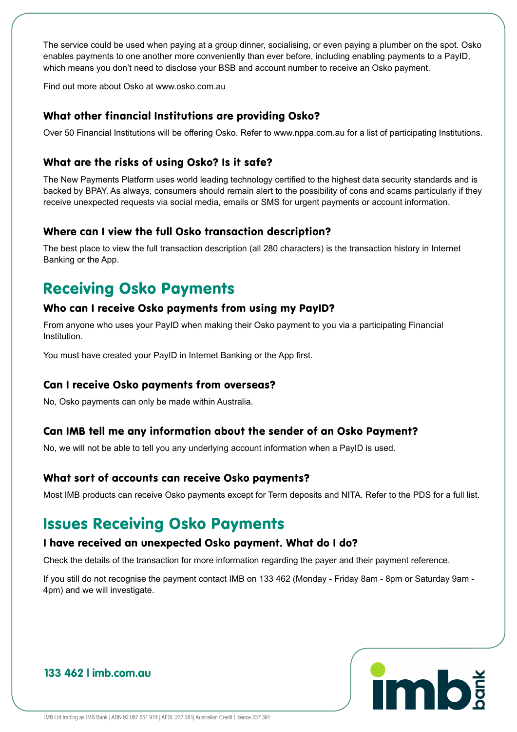The service could be used when paying at a group dinner, socialising, or even paying a plumber on the spot. Osko enables payments to one another more conveniently than ever before, including enabling payments to a PayID, which means you don't need to disclose your BSB and account number to receive an Osko payment.

Find out more about Osko at www.osko.com.au

### What other financial Institutions are providing Osko?

Over 50 Financial Institutions will be offering Osko. Refer to www.nppa.com.au for a list of participating Institutions.

### What are the risks of using Osko? Is it safe?

The New Payments Platform uses world leading technology certified to the highest data security standards and is backed by BPAY. As always, consumers should remain alert to the possibility of cons and scams particularly if they receive unexpected requests via social media, emails or SMS for urgent payments or account information.

### Where can I view the full Osko transaction description?

The best place to view the full transaction description (all 280 characters) is the transaction history in Internet Banking or the App.

## Receiving Osko Payments

### Who can I receive Osko payments from using my PayID?

From anyone who uses your PayID when making their Osko payment to you via a participating Financial Institution.

You must have created your PayID in Internet Banking or the App first.

### Can I receive Osko payments from overseas?

No, Osko payments can only be made within Australia.

### Can IMB tell me any information about the sender of an Osko Payment?

No, we will not be able to tell you any underlying account information when a PayID is used.

### What sort of accounts can receive Osko payments?

Most IMB products can receive Osko payments except for Term deposits and NITA. Refer to the PDS for a full list.

## Issues Receiving Osko Payments

### I have received an unexpected Osko payment. What do I do?

Check the details of the transaction for more information regarding the payer and their payment reference.

If you still do not recognise the payment contact IMB on 133 462 (Monday - Friday 8am - 8pm or Saturday 9am - 4pm) and we will investigate.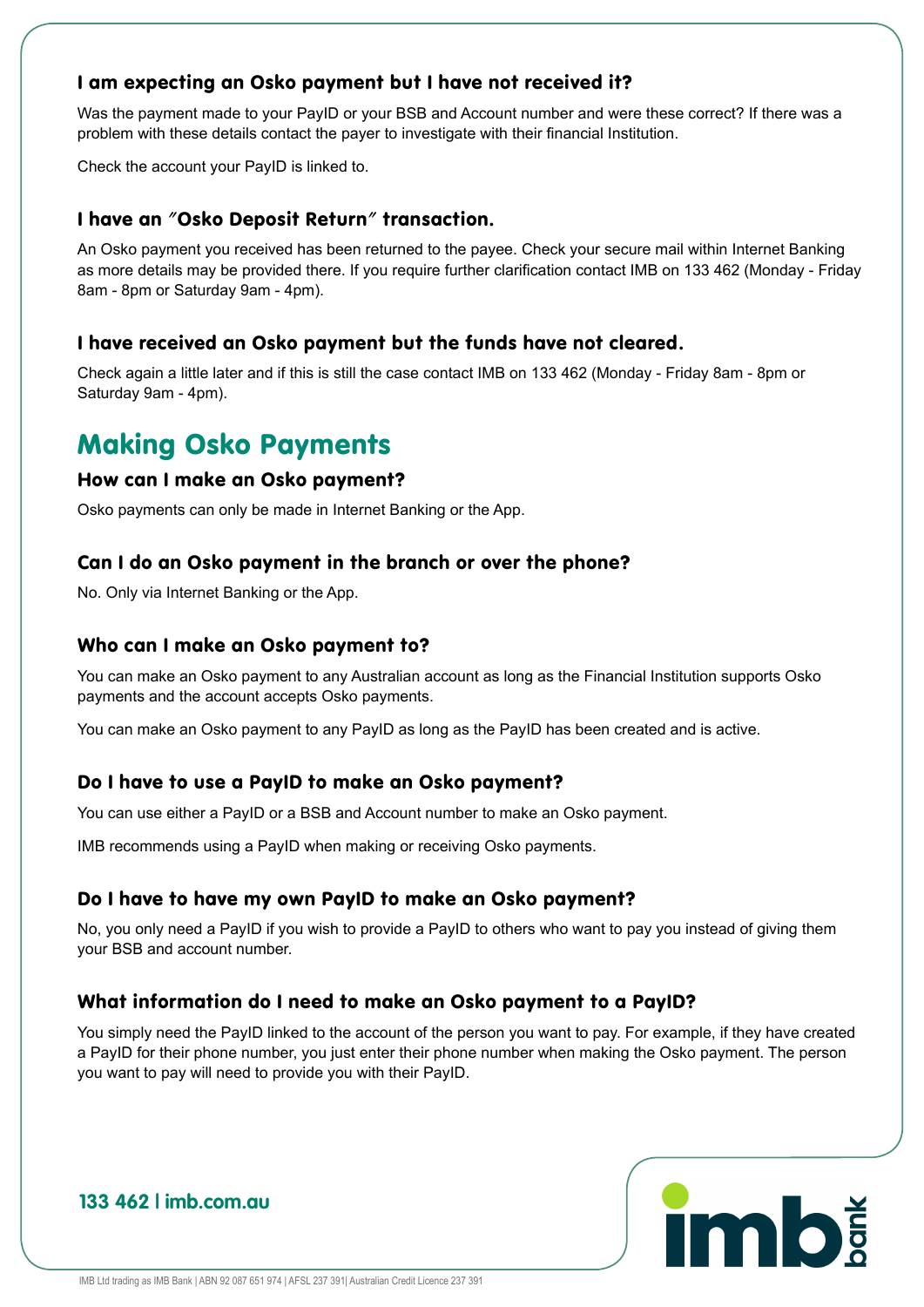### I am expecting an Osko payment but I have not received it?

Was the payment made to your PayID or your BSB and Account number and were these correct? If there was a problem with these details contact the payer to investigate with their financial Institution.

Check the account your PayID is linked to.

### I have an "Osko Deposit Return" transaction.

An Osko payment you received has been returned to the payee. Check your secure mail within Internet Banking as more details may be provided there. If you require further clarification contact IMB on 133 462 (Monday - Friday 8am - 8pm or Saturday 9am - 4pm).

### I have received an Osko payment but the funds have not cleared.

Check again a little later and if this is still the case contact IMB on 133 462 (Monday - Friday 8am - 8pm or Saturday 9am - 4pm).

## Making Osko Payments

### How can I make an Osko payment?

Osko payments can only be made in Internet Banking or the App.

### Can I do an Osko payment in the branch or over the phone?

No. Only via Internet Banking or the App.

### Who can I make an Osko payment to?

You can make an Osko payment to any Australian account as long as the Financial Institution supports Osko payments and the account accepts Osko payments.

You can make an Osko payment to any PayID as long as the PayID has been created and is active.

### Do I have to use a PayID to make an Osko payment?

You can use either a PayID or a BSB and Account number to make an Osko payment.

IMB recommends using a PayID when making or receiving Osko payments.

### Do I have to have my own PayID to make an Osko payment?

No, you only need a PayID if you wish to provide a PayID to others who want to pay you instead of giving them your BSB and account number.

### What information do I need to make an Osko payment to a PayID?

You simply need the PayID linked to the account of the person you want to pay. For example, if they have created a PayID for their phone number, you just enter their phone number when making the Osko payment. The person you want to pay will need to provide you with their PayID.

133 462 | imb.com.au

IMB Ltd trading as IMB Bank | ABN 92 087 651 974 | AFSL 237 391| Australian Credit Licence 237 391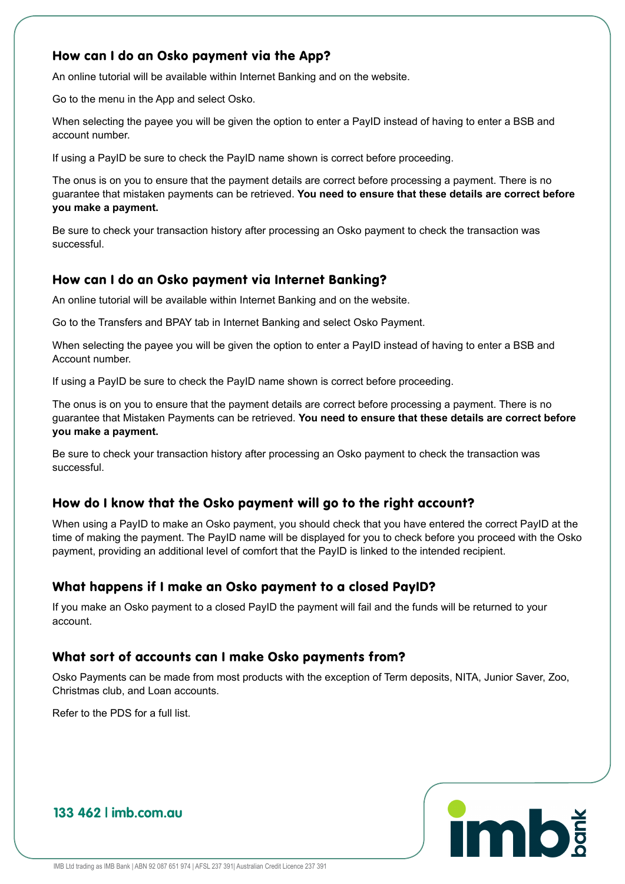## How can I do an Osko payment via the App?

An online tutorial will be available within Internet Banking and on the website.

Go to the menu in the App and select Osko.

When selecting the payee you will be given the option to enter a PayID instead of having to enter a BSB and account number.

If using a PayID be sure to check the PayID name shown is correct before proceeding.

The onus is on you to ensure that the payment details are correct before processing a payment. There is no guarantee that mistaken payments can be retrieved. **You need to ensure that these details are correct before you make a payment.**

Be sure to check your transaction history after processing an Osko payment to check the transaction was successful.

## How can I do an Osko payment via Internet Banking?

An online tutorial will be available within Internet Banking and on the website.

Go to the Transfers and BPAY tab in Internet Banking and select Osko Payment.

When selecting the payee you will be given the option to enter a PayID instead of having to enter a BSB and Account number.

If using a PayID be sure to check the PayID name shown is correct before proceeding.

The onus is on you to ensure that the payment details are correct before processing a payment. There is no guarantee that Mistaken Payments can be retrieved. **You need to ensure that these details are correct before you make a payment.**

Be sure to check your transaction history after processing an Osko payment to check the transaction was successful.

## How do I know that the Osko payment will go to the right account?

When using a PayID to make an Osko payment, you should check that you have entered the correct PayID at the time of making the payment. The PayID name will be displayed for you to check before you proceed with the Osko payment, providing an additional level of comfort that the PayID is linked to the intended recipient.

## What happens if I make an Osko payment to a closed PayID?

If you make an Osko payment to a closed PayID the payment will fail and the funds will be returned to your account.

## What sort of accounts can I make Osko payments from?

Osko Payments can be made from most products with the exception of Term deposits, NITA, Junior Saver, Zoo, Christmas club, and Loan accounts.

Refer to the PDS for a full list.

**133 462 | imb.com.au**

IMB Ltd trading as IMB Bank | ABN 92 087 651 974 | AFSL 237 391| Australian Credit Licence 237 391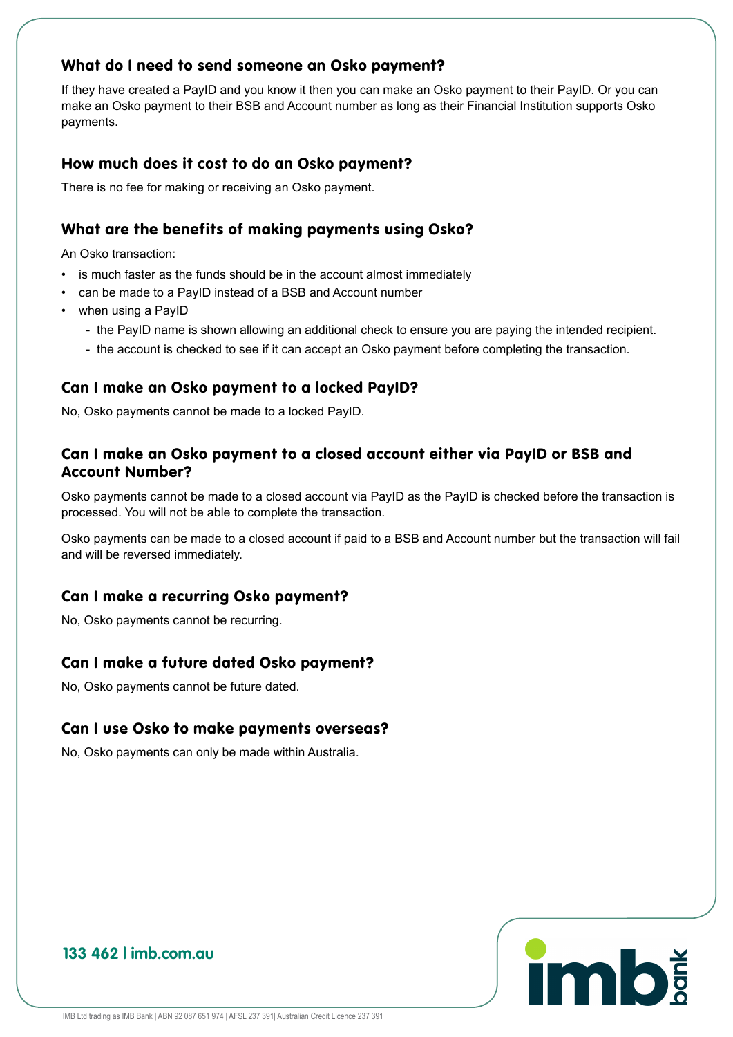### What do I need to send someone an Osko payment?

If they have created a PayID and you know it then you can make an Osko payment to their PayID. Or you can make an Osko payment to their BSB and Account number as long as their Financial Institution supports Osko payments.

### How much does it cost to do an Osko payment?

There is no fee for making or receiving an Osko payment.

### What are the benefits of making payments using Osko?

An Osko transaction:

- is much faster as the funds should be in the account almost immediately
- can be made to a PayID instead of a BSB and Account number
- when using a PayID
  - the PayID name is shown allowing an additional check to ensure you are paying the intended recipient.
  - the account is checked to see if it can accept an Osko payment before completing the transaction.

### Can I make an Osko payment to a locked PayID?

No, Osko payments cannot be made to a locked PayID.

### Can I make an Osko payment to a closed account either via PayID or BSB and Account Number?

Osko payments cannot be made to a closed account via PayID as the PayID is checked before the transaction is processed. You will not be able to complete the transaction.

Osko payments can be made to a closed account if paid to a BSB and Account number but the transaction will fail and will be reversed immediately.

### Can I make a recurring Osko payment?

No, Osko payments cannot be recurring.

### Can I make a future dated Osko payment?

No, Osko payments cannot be future dated.

### Can I use Osko to make payments overseas?

No, Osko payments can only be made within Australia.

**133 462 | imb.com.au**

IMB Ltd trading as IMB Bank | ABN 92 087 651 974 | AFSL 237 391| Australian Credit Licence 237 391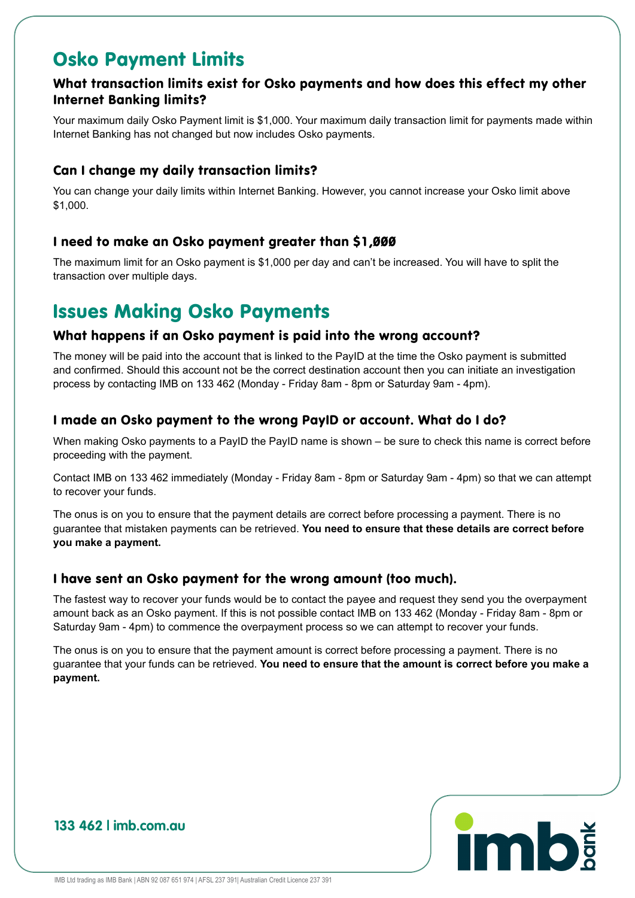# Osko Payment Limits

### What transaction limits exist for Osko payments and how does this effect my other Internet Banking limits?

Your maximum daily Osko Payment limit is $1,000. Your maximum daily transaction limit for payments made within Internet Banking has not changed but now includes Osko payments.

### Can I change my daily transaction limits?

You can change your daily limits within Internet Banking. However, you cannot increase your Osko limit above $1,000.

### I need to make an Osko payment greater than $1,000

The maximum limit for an Osko payment is $1,000 per day and can't be increased. You will have to split the transaction over multiple days.

# Issues Making Osko Payments

### What happens if an Osko payment is paid into the wrong account?

The money will be paid into the account that is linked to the PayID at the time the Osko payment is submitted and confirmed. Should this account not be the correct destination account then you can initiate an investigation process by contacting IMB on 133 462 (Monday - Friday 8am - 8pm or Saturday 9am - 4pm).

### I made an Osko payment to the wrong PayID or account. What do I do?

When making Osko payments to a PayID the PayID name is shown – be sure to check this name is correct before proceeding with the payment.

Contact IMB on 133 462 immediately (Monday - Friday 8am - 8pm or Saturday 9am - 4pm) so that we can attempt to recover your funds.

The onus is on you to ensure that the payment details are correct before processing a payment. There is no guarantee that mistaken payments can be retrieved. **You need to ensure that these details are correct before you make a payment.**

### I have sent an Osko payment for the wrong amount (too much).

The fastest way to recover your funds would be to contact the payee and request they send you the overpayment amount back as an Osko payment. If this is not possible contact IMB on 133 462 (Monday - Friday 8am - 8pm or Saturday 9am - 4pm) to commence the overpayment process so we can attempt to recover your funds.

The onus is on you to ensure that the payment amount is correct before processing a payment. There is no guarantee that your funds can be retrieved. **You need to ensure that the amount is correct before you make a payment.**

133 462 | imb.com.au

IMB Ltd trading as IMB Bank | ABN 92 087 651 974 | AFSL 237 391| Australian Credit Licence 237 391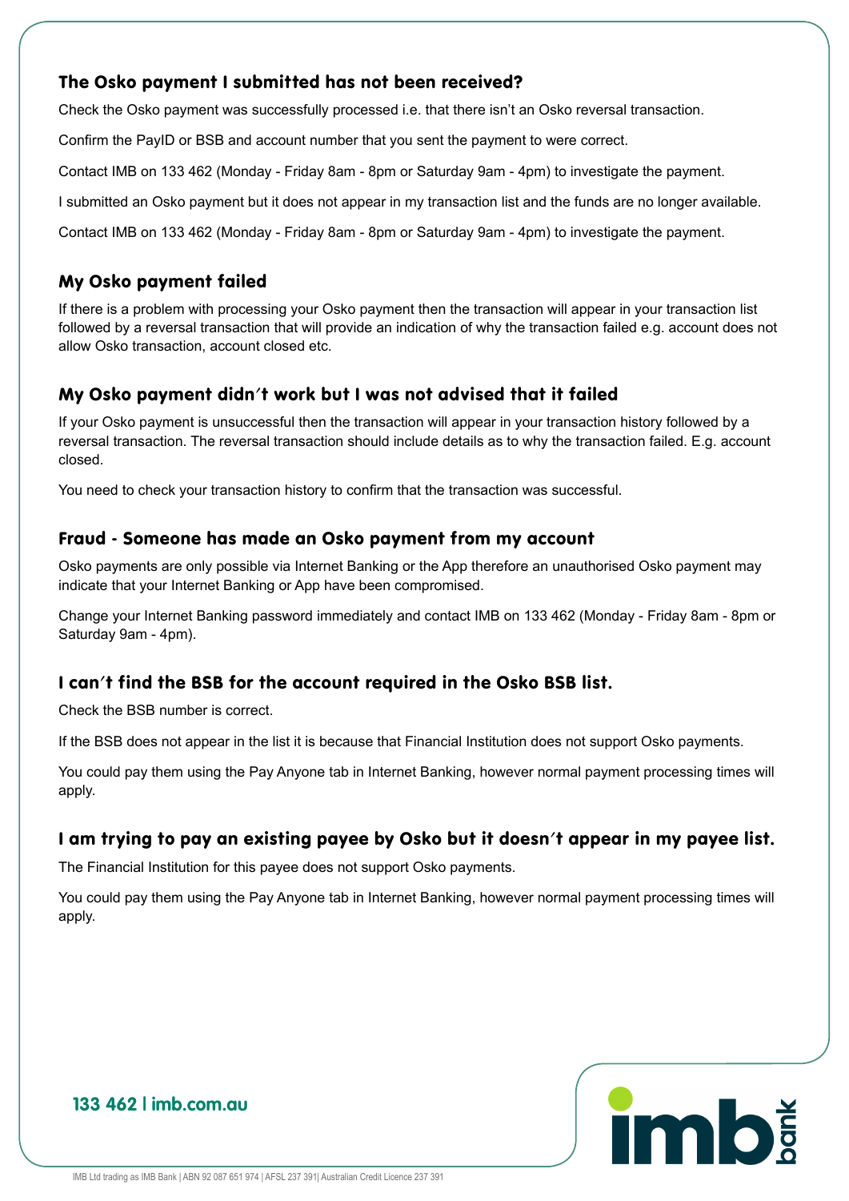### The Osko payment I submitted has not been received?

Check the Osko payment was successfully processed i.e. that there isn't an Osko reversal transaction.

Confirm the PayID or BSB and account number that you sent the payment to were correct.

Contact IMB on 133 462 (Monday - Friday 8am - 8pm or Saturday 9am - 4pm) to investigate the payment.

I submitted an Osko payment but it does not appear in my transaction list and the funds are no longer available.

Contact IMB on 133 462 (Monday - Friday 8am - 8pm or Saturday 9am - 4pm) to investigate the payment.

### My Osko payment failed

If there is a problem with processing your Osko payment then the transaction will appear in your transaction list followed by a reversal transaction that will provide an indication of why the transaction failed e.g. account does not allow Osko transaction, account closed etc.

### My Osko payment didn't work but I was not advised that it failed

If your Osko payment is unsuccessful then the transaction will appear in your transaction history followed by a reversal transaction. The reversal transaction should include details as to why the transaction failed. E.g. account closed.

You need to check your transaction history to confirm that the transaction was successful.

### Fraud - Someone has made an Osko payment from my account

Osko payments are only possible via Internet Banking or the App therefore an unauthorised Osko payment may indicate that your Internet Banking or App have been compromised.

Change your Internet Banking password immediately and contact IMB on 133 462 (Monday - Friday 8am - 8pm or Saturday 9am - 4pm).

### I can't find the BSB for the account required in the Osko BSB list.

Check the BSB number is correct.

If the BSB does not appear in the list it is because that Financial Institution does not support Osko payments.

You could pay them using the Pay Anyone tab in Internet Banking, however normal payment processing times will apply.

### I am trying to pay an existing payee by Osko but it doesn't appear in my payee list.

The Financial Institution for this payee does not support Osko payments.

You could pay them using the Pay Anyone tab in Internet Banking, however normal payment processing times will apply.

**133 462 | imb.com.au**

IMB Ltd trading as IMB Bank | ABN 92 087 651 974 | AFSL 237 391| Australian Credit Licence 237 391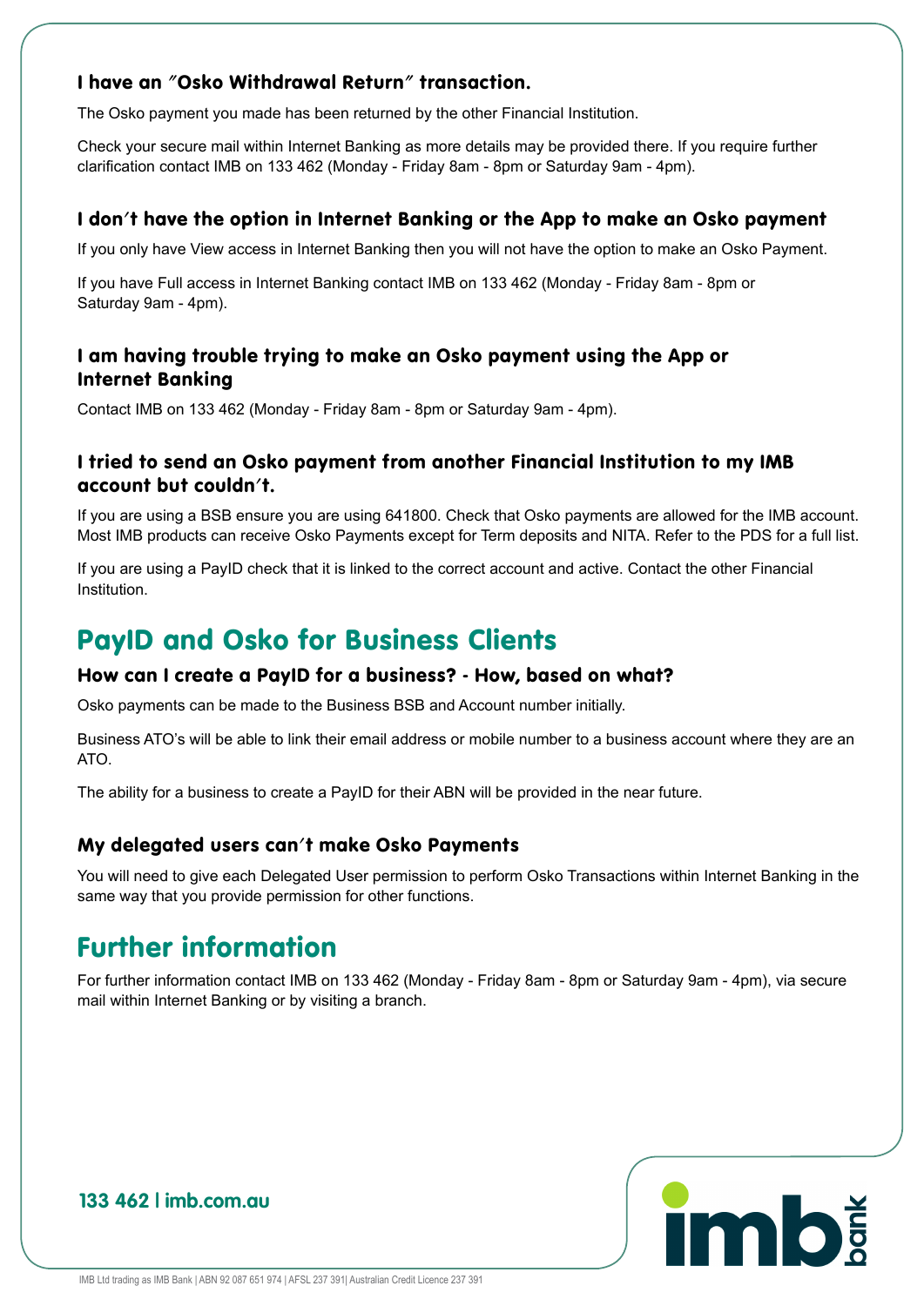### I have an "Osko Withdrawal Return" transaction.

The Osko payment you made has been returned by the other Financial Institution.

Check your secure mail within Internet Banking as more details may be provided there. If you require further clarification contact IMB on 133 462 (Monday - Friday 8am - 8pm or Saturday 9am - 4pm).

### I don't have the option in Internet Banking or the App to make an Osko payment

If you only have View access in Internet Banking then you will not have the option to make an Osko Payment.

If you have Full access in Internet Banking contact IMB on 133 462 (Monday - Friday 8am - 8pm or Saturday 9am - 4pm).

### I am having trouble trying to make an Osko payment using the App or Internet Banking

Contact IMB on 133 462 (Monday - Friday 8am - 8pm or Saturday 9am - 4pm).

### I tried to send an Osko payment from another Financial Institution to my IMB account but couldn't.

If you are using a BSB ensure you are using 641800. Check that Osko payments are allowed for the IMB account. Most IMB products can receive Osko Payments except for Term deposits and NITA. Refer to the PDS for a full list.

If you are using a PayID check that it is linked to the correct account and active. Contact the other Financial Institution.

## PayID and Osko for Business Clients

### How can I create a PayID for a business? - How, based on what?

Osko payments can be made to the Business BSB and Account number initially.

Business ATO's will be able to link their email address or mobile number to a business account where they are an ATO.

The ability for a business to create a PayID for their ABN will be provided in the near future.

### My delegated users can't make Osko Payments

You will need to give each Delegated User permission to perform Osko Transactions within Internet Banking in the same way that you provide permission for other functions.

## Further information

For further information contact IMB on 133 462 (Monday - Friday 8am - 8pm or Saturday 9am - 4pm), via secure mail within Internet Banking or by visiting a branch.

133 462 | imb.com.au

IMB Ltd trading as IMB Bank | ABN 92 087 651 974 | AFSL 237 391| Australian Credit Licence 237 391